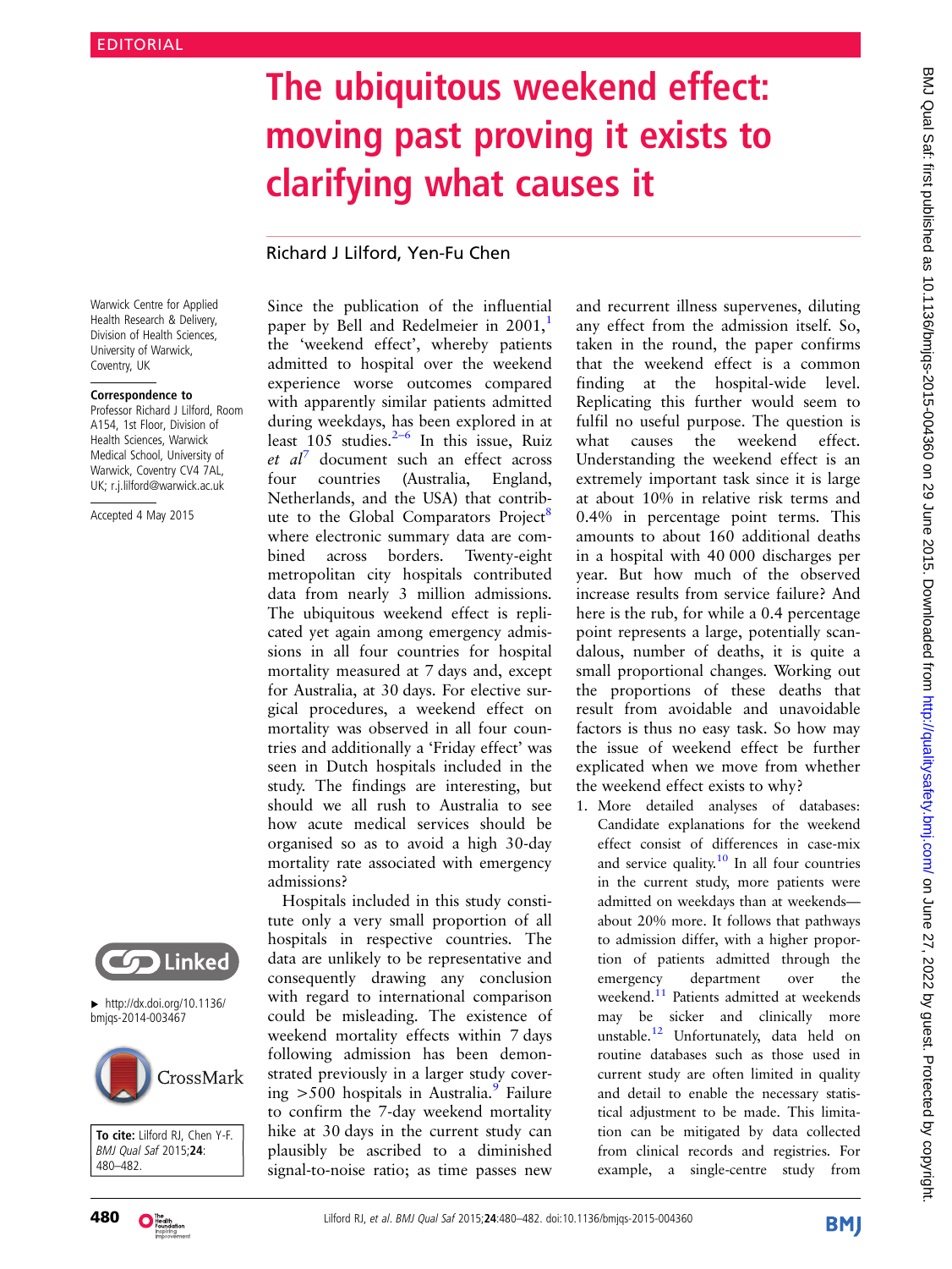EDITORIAL

# The ubiquitous weekend effect: moving past proving it exists to clarifying what causes it

Richard J Lilford, Yen-Fu Chen

Warwick Centre for Applied Health Research & Delivery, Division of Health Sciences, University of Warwick, Coventry, UK

**Correspondence to**
Professor Richard J Lilford, Room A154, 1st Floor, Division of Health Sciences, Warwick Medical School, University of Warwick, Coventry CV4 7AL, UK; r.j.lilford@warwick.ac.uk

Accepted 4 May 2015

▸ http://dx.doi.org/10.1136/bmjqs-2014-003467

**To cite:** Lilford RJ, Chen Y-F. *BMJ Qual Saf* 2015;**24**: 480–482.

Since the publication of the influential paper by Bell and Redelmeier in 2001,[1] the 'weekend effect', whereby patients admitted to hospital over the weekend experience worse outcomes compared with apparently similar patients admitted during weekdays, has been explored in at least 105 studies.[2–6] In this issue, Ruiz *et al*[7] document such an effect across four countries (Australia, England, Netherlands, and the USA) that contribute to the Global Comparators Project[8] where electronic summary data are combined across borders. Twenty-eight metropolitan city hospitals contributed data from nearly 3 million admissions. The ubiquitous weekend effect is replicated yet again among emergency admissions in all four countries for hospital mortality measured at 7 days and, except for Australia, at 30 days. For elective surgical procedures, a weekend effect on mortality was observed in all four countries and additionally a 'Friday effect' was seen in Dutch hospitals included in the study. The findings are interesting, but should we all rush to Australia to see how acute medical services should be organised so as to avoid a high 30-day mortality rate associated with emergency admissions?

Hospitals included in this study constitute only a very small proportion of all hospitals in respective countries. The data are unlikely to be representative and consequently drawing any conclusion with regard to international comparison could be misleading. The existence of weekend mortality effects within 7 days following admission has been demonstrated previously in a larger study covering >500 hospitals in Australia.[9] Failure to confirm the 7-day weekend mortality hike at 30 days in the current study can plausibly be ascribed to a diminished signal-to-noise ratio; as time passes new and recurrent illness supervenes, diluting any effect from the admission itself. So, taken in the round, the paper confirms that the weekend effect is a common finding at the hospital-wide level. Replicating this further would seem to fulfil no useful purpose. The question is what causes the weekend effect. Understanding the weekend effect is an extremely important task since it is large at about 10% in relative risk terms and 0.4% in percentage point terms. This amounts to about 160 additional deaths in a hospital with 40 000 discharges per year. But how much of the observed increase results from service failure? And here is the rub, for while a 0.4 percentage point represents a large, potentially scandalous, number of deaths, it is quite a small proportional changes. Working out the proportions of these deaths that result from avoidable and unavoidable factors is thus no easy task. So how may the issue of weekend effect be further explicated when we move from whether the weekend effect exists to why?

1. More detailed analyses of databases: Candidate explanations for the weekend effect consist of differences in case-mix and service quality.[10] In all four countries in the current study, more patients were admitted on weekdays than at weekends—about 20% more. It follows that pathways to admission differ, with a higher proportion of patients admitted through the emergency department over the weekend.[11] Patients admitted at weekends may be sicker and clinically more unstable.[12] Unfortunately, data held on routine databases such as those used in current study are often limited in quality and detail to enable the necessary statistical adjustment to be made. This limitation can be mitigated by data collected from clinical records and registries. For example, a single-centre study from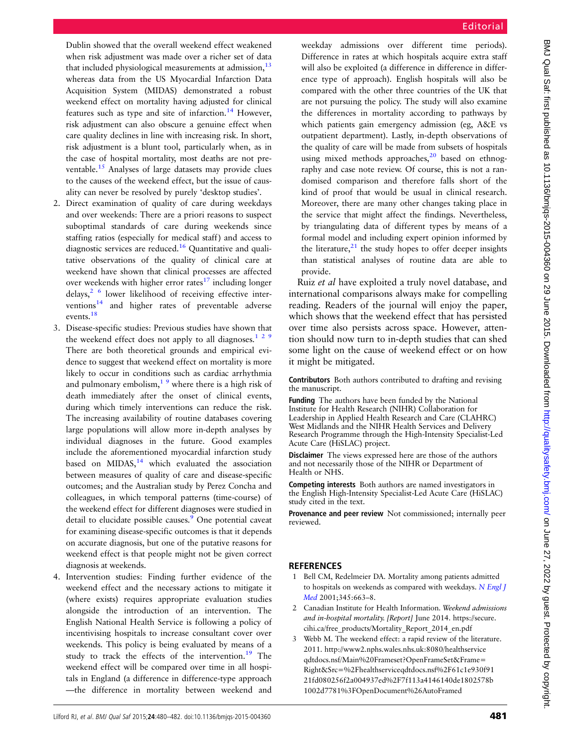Dublin showed that the overall weekend effect weakened when risk adjustment was made over a richer set of data that included physiological measurements at admission,[13] whereas data from the US Myocardial Infarction Data Acquisition System (MIDAS) demonstrated a robust weekend effect on mortality having adjusted for clinical features such as type and site of infarction.[14] However, risk adjustment can also obscure a genuine effect when care quality declines in line with increasing risk. In short, risk adjustment is a blunt tool, particularly when, as in the case of hospital mortality, most deaths are not preventable.[15] Analyses of large datasets may provide clues to the causes of the weekend effect, but the issue of causality can never be resolved by purely 'desktop studies'.

2. Direct examination of quality of care during weekdays and over weekends: There are a priori reasons to suspect suboptimal standards of care during weekends since staffing ratios (especially for medical staff) and access to diagnostic services are reduced.[16] Quantitative and qualitative observations of the quality of clinical care at weekend have shown that clinical processes are affected over weekends with higher error rates[17] including longer delays,[2 6] lower likelihood of receiving effective interventions[14] and higher rates of preventable adverse events.[18]
3. Disease-specific studies: Previous studies have shown that the weekend effect does not apply to all diagnoses.[1 2 9] There are both theoretical grounds and empirical evidence to suggest that weekend effect on mortality is more likely to occur in conditions such as cardiac arrhythmia and pulmonary embolism,[1 9] where there is a high risk of death immediately after the onset of clinical events, during which timely interventions can reduce the risk. The increasing availability of routine databases covering large populations will allow more in-depth analyses by individual diagnoses in the future. Good examples include the aforementioned myocardial infarction study based on MIDAS,[14] which evaluated the association between measures of quality of care and disease-specific outcomes; and the Australian study by Perez Concha and colleagues, in which temporal patterns (time-course) of the weekend effect for different diagnoses were studied in detail to elucidate possible causes.[9] One potential caveat for examining disease-specific outcomes is that it depends on accurate diagnosis, but one of the putative reasons for weekend effect is that people might not be given correct diagnosis at weekends.
4. Intervention studies: Finding further evidence of the weekend effect and the necessary actions to mitigate it (where exists) requires appropriate evaluation studies alongside the introduction of an intervention. The English National Health Service is following a policy of incentivising hospitals to increase consultant cover over weekends. This policy is being evaluated by means of a study to track the effects of the intervention.[19] The weekend effect will be compared over time in all hospitals in England (a difference in difference-type approach—the difference in mortality between weekend and weekday admissions over different time periods). Difference in rates at which hospitals acquire extra staff will also be exploited (a difference in difference in difference type of approach). English hospitals will also be compared with the other three countries of the UK that are not pursuing the policy. The study will also examine the differences in mortality according to pathways by which patients gain emergency admission (eg, A&E vs outpatient department). Lastly, in-depth observations of the quality of care will be made from subsets of hospitals using mixed methods approaches,[20] based on ethnography and case note review. Of course, this is not a randomised comparison and therefore falls short of the kind of proof that would be usual in clinical research. Moreover, there are many other changes taking place in the service that might affect the findings. Nevertheless, by triangulating data of different types by means of a formal model and including expert opinion informed by the literature,[21] the study hopes to offer deeper insights than statistical analyses of routine data are able to provide.

Ruiz *et al* have exploited a truly novel database, and international comparisons always make for compelling reading. Readers of the journal will enjoy the paper, which shows that the weekend effect that has persisted over time also persists across space. However, attention should now turn to in-depth studies that can shed some light on the cause of weekend effect or on how it might be mitigated.

**Contributors** Both authors contributed to drafting and revising the manuscript.

**Funding** The authors have been funded by the National Institute for Health Research (NIHR) Collaboration for Leadership in Applied Health Research and Care (CLAHRC) West Midlands and the NIHR Health Services and Delivery Research Programme through the High-Intensity Specialist-Led Acute Care (HiSLAC) project.

**Disclaimer** The views expressed here are those of the authors and not necessarily those of the NIHR or Department of Health or NHS.

**Competing interests** Both authors are named investigators in the English High-Intensity Specialist-Led Acute Care (HiSLAC) study cited in the text.

**Provenance and peer review** Not commissioned; internally peer reviewed.

## REFERENCES

1. Bell CM, Redelmeier DA. Mortality among patients admitted to hospitals on weekends as compared with weekdays. *N Engl J Med* 2001;345:663–8.
2. Canadian Institute for Health Information. *Weekend admissions and in-hospital mortality. [Report]* June 2014. https://secure.cihi.ca/free_products/Mortality_Report_2014_en.pdf
3. Webb M. The weekend effect: a rapid review of the literature. 2011. http://www2.nphs.wales.nhs.uk:8080/healthserviceqdtdocs.nsf/Main%20Frameset?OpenFrameSet&Frame=Right&Src=%2Fhealthserviceqdtdocs.nsf%2F61c1e930f9121fd080256f2a004937ed%2F7f113a4146140de1802578b1002d7781%3FOpenDocument%26AutoFramed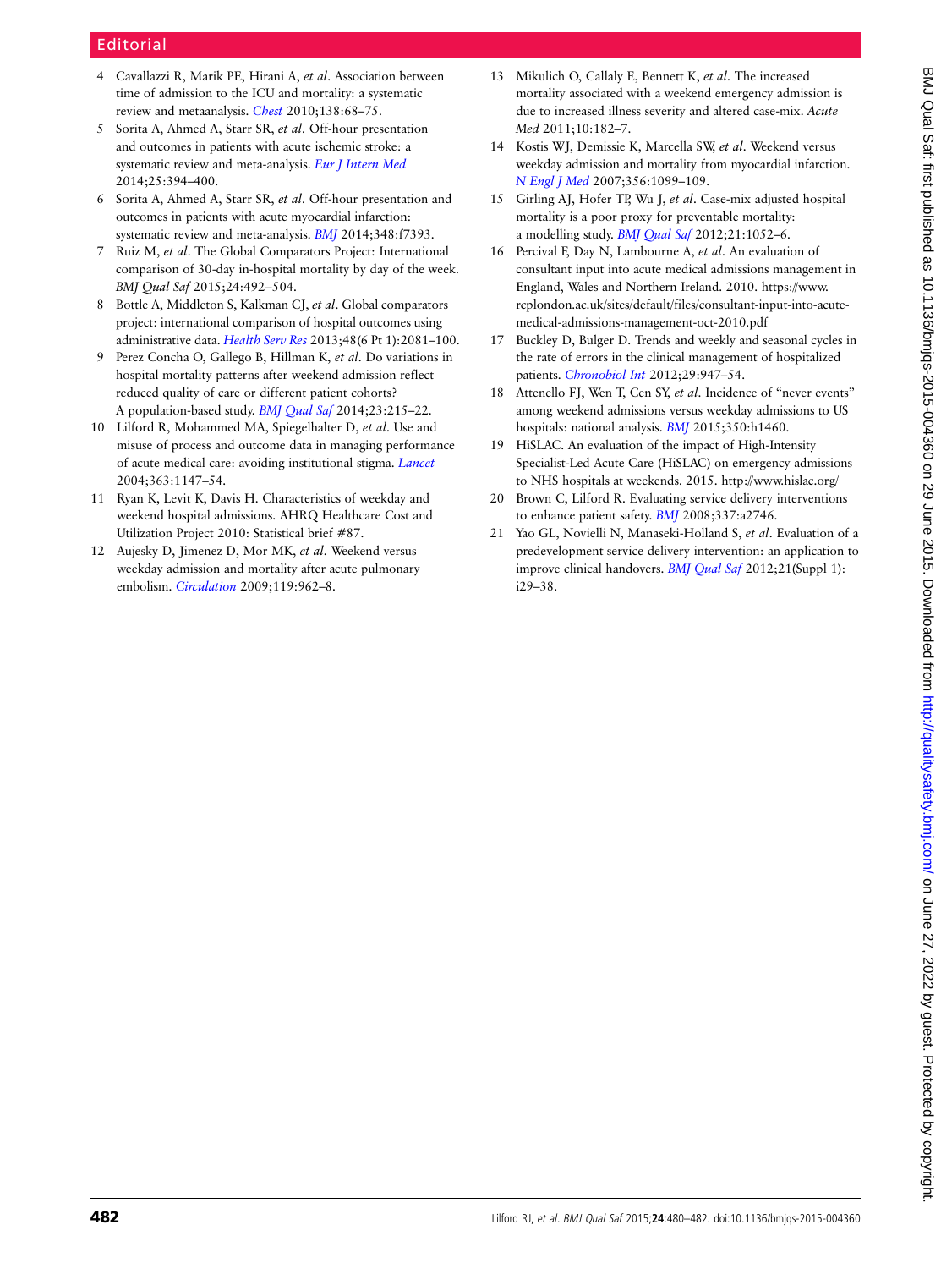4 Cavallazzi R, Marik PE, Hirani A, *et al*. Association between time of admission to the ICU and mortality: a systematic review and metaanalysis. *Chest* 2010;138:68–75.

5 Sorita A, Ahmed A, Starr SR, *et al*. Off-hour presentation and outcomes in patients with acute ischemic stroke: a systematic review and meta-analysis. *Eur J Intern Med* 2014;25:394–400.

6 Sorita A, Ahmed A, Starr SR, *et al*. Off-hour presentation and outcomes in patients with acute myocardial infarction: systematic review and meta-analysis. *BMJ* 2014;348:f7393.

7 Ruiz M, *et al*. The Global Comparators Project: International comparison of 30-day in-hospital mortality by day of the week. *BMJ Qual Saf* 2015;24:492–504.

8 Bottle A, Middleton S, Kalkman CJ, *et al*. Global comparators project: international comparison of hospital outcomes using administrative data. *Health Serv Res* 2013;48(6 Pt 1):2081–100.

9 Perez Concha O, Gallego B, Hillman K, *et al*. Do variations in hospital mortality patterns after weekend admission reflect reduced quality of care or different patient cohorts? A population-based study. *BMJ Qual Saf* 2014;23:215–22.

10 Lilford R, Mohammed MA, Spiegelhalter D, *et al*. Use and misuse of process and outcome data in managing performance of acute medical care: avoiding institutional stigma. *Lancet* 2004;363:1147–54.

11 Ryan K, Levit K, Davis H. Characteristics of weekday and weekend hospital admissions. AHRQ Healthcare Cost and Utilization Project 2010: Statistical brief #87.

12 Aujesky D, Jimenez D, Mor MK, *et al*. Weekend versus weekday admission and mortality after acute pulmonary embolism. *Circulation* 2009;119:962–8.

13 Mikulich O, Callaly E, Bennett K, *et al*. The increased mortality associated with a weekend emergency admission is due to increased illness severity and altered case-mix. *Acute Med* 2011;10:182–7.

14 Kostis WJ, Demissie K, Marcella SW, *et al*. Weekend versus weekday admission and mortality from myocardial infarction. *N Engl J Med* 2007;356:1099–109.

15 Girling AJ, Hofer TP, Wu J, *et al*. Case-mix adjusted hospital mortality is a poor proxy for preventable mortality: a modelling study. *BMJ Qual Saf* 2012;21:1052–6.

16 Percival F, Day N, Lambourne A, *et al*. An evaluation of consultant input into acute medical admissions management in England, Wales and Northern Ireland. 2010. https://www.rcplondon.ac.uk/sites/default/files/consultant-input-into-acute-medical-admissions-management-oct-2010.pdf

17 Buckley D, Bulger D. Trends and weekly and seasonal cycles in the rate of errors in the clinical management of hospitalized patients. *Chronobiol Int* 2012;29:947–54.

18 Attenello FJ, Wen T, Cen SY, *et al*. Incidence of "never events" among weekend admissions versus weekday admissions to US hospitals: national analysis. *BMJ* 2015;350:h1460.

19 HiSLAC. An evaluation of the impact of High-Intensity Specialist-Led Acute Care (HiSLAC) on emergency admissions to NHS hospitals at weekends. 2015. http://www.hislac.org/

20 Brown C, Lilford R. Evaluating service delivery interventions to enhance patient safety. *BMJ* 2008;337:a2746.

21 Yao GL, Novielli N, Manaseki-Holland S, *et al*. Evaluation of a predevelopment service delivery intervention: an application to improve clinical handovers. *BMJ Qual Saf* 2012;21(Suppl 1):i29–38.